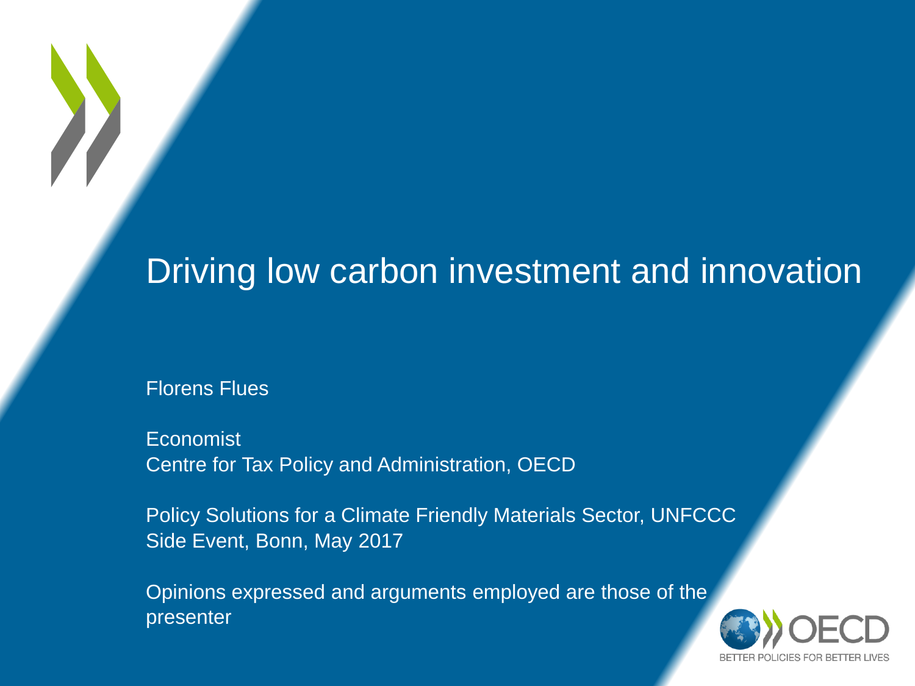# Driving low carbon investment and innovation

Florens Flues

Economist
Centre for Tax Policy and Administration, OECD

Policy Solutions for a Climate Friendly Materials Sector, UNFCCC Side Event, Bonn, May 2017

Opinions expressed and arguments employed are those of the presenter

OECD
BETTER POLICIES FOR BETTER LIVES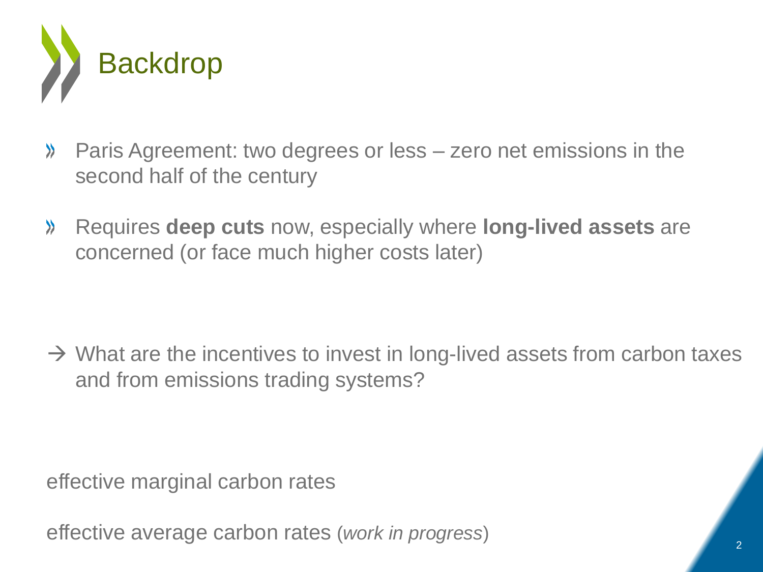# Backdrop

- Paris Agreement: two degrees or less – zero net emissions in the second half of the century
- Requires **deep cuts** now, especially where **long-lived assets** are concerned (or face much higher costs later)

→ What are the incentives to invest in long-lived assets from carbon taxes and from emissions trading systems?

effective marginal carbon rates

effective average carbon rates (*work in progress*)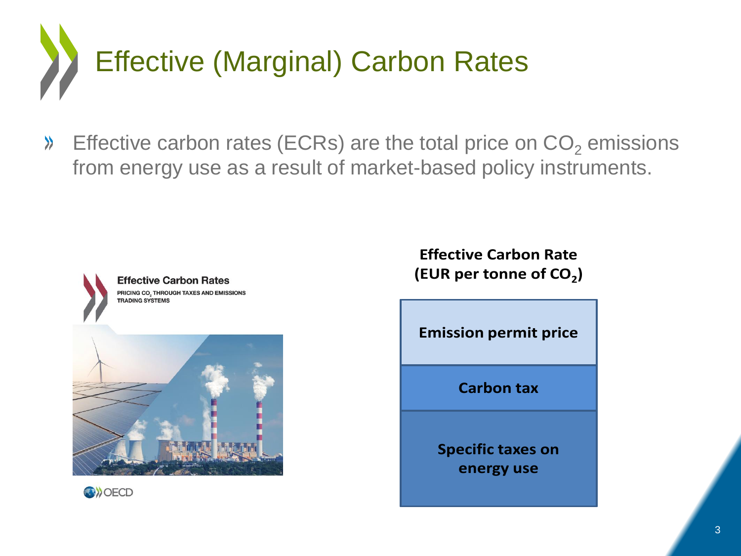# Effective (Marginal) Carbon Rates

- Effective carbon rates (ECRs) are the total price on $CO_2$ emissions from energy use as a result of market-based policy instruments.

**Effective Carbon Rates**

PRICING $CO_2$ THROUGH TAXES AND EMISSIONS TRADING SYSTEMS

OECD

**Effective Carbon Rate (EUR per tonne of $CO_2$)**

| **Emission permit price** |
|---|
| **Carbon tax** |
| **Specific taxes on energy use** |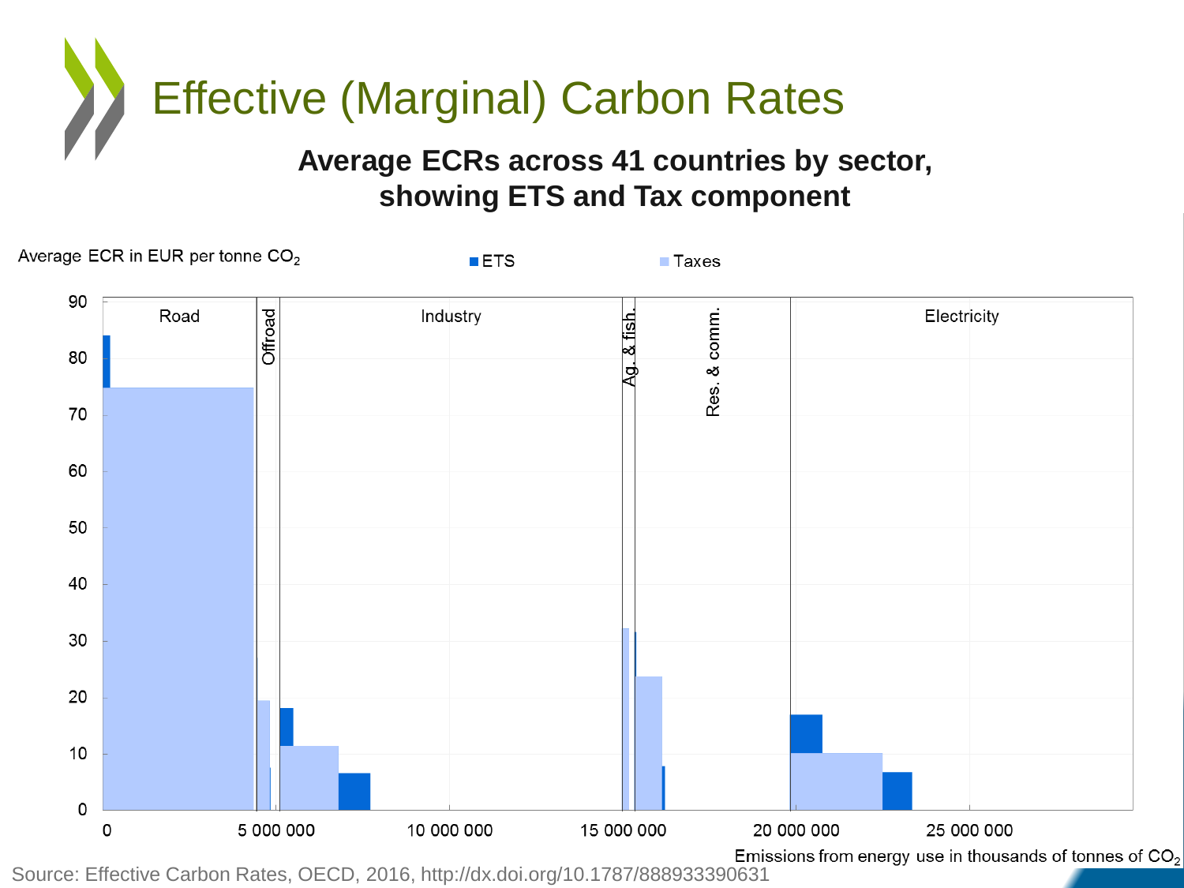# Effective (Marginal) Carbon Rates

**Average ECRs across 41 countries by sector, showing ETS and Tax component**

Average ECR in EUR per tonne $CO_2$

ETS | Taxes

Road | Offroad | Industry | Ag. & fish. | Res. & comm. | Electricity

Emissions from energy use in thousands of tonnes of $CO_2$

Source: Effective Carbon Rates, OECD, 2016, http://dx.doi.org/10.1787/888933390631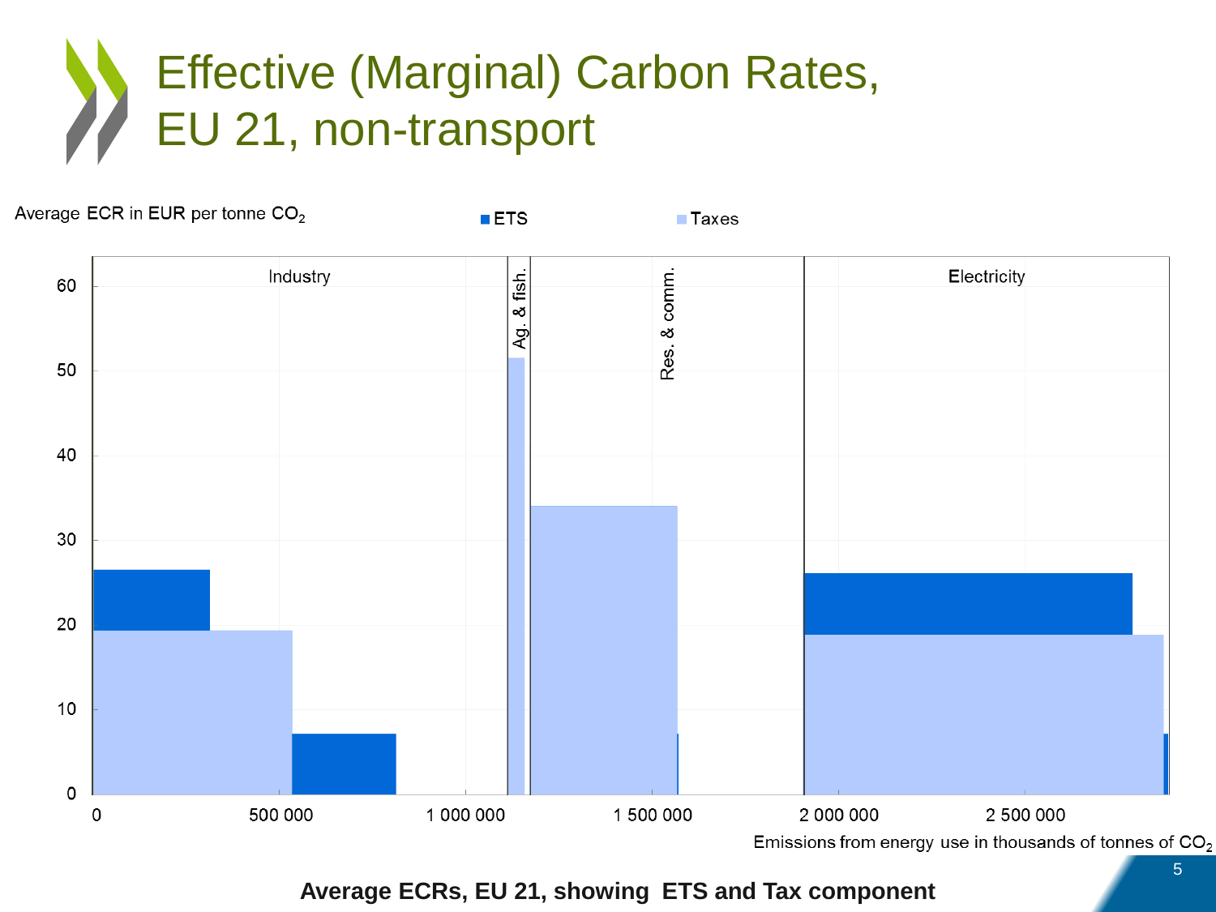# Effective (Marginal) Carbon Rates, EU 21, non-transport

Average ECR in EUR per tonne $CO_2$

ETS | Taxes

Industry | Ag. & fish. | Res. & comm. | Electricity

Emissions from energy use in thousands of tonnes of $CO_2$

**Average ECRs, EU 21, showing ETS and Tax component**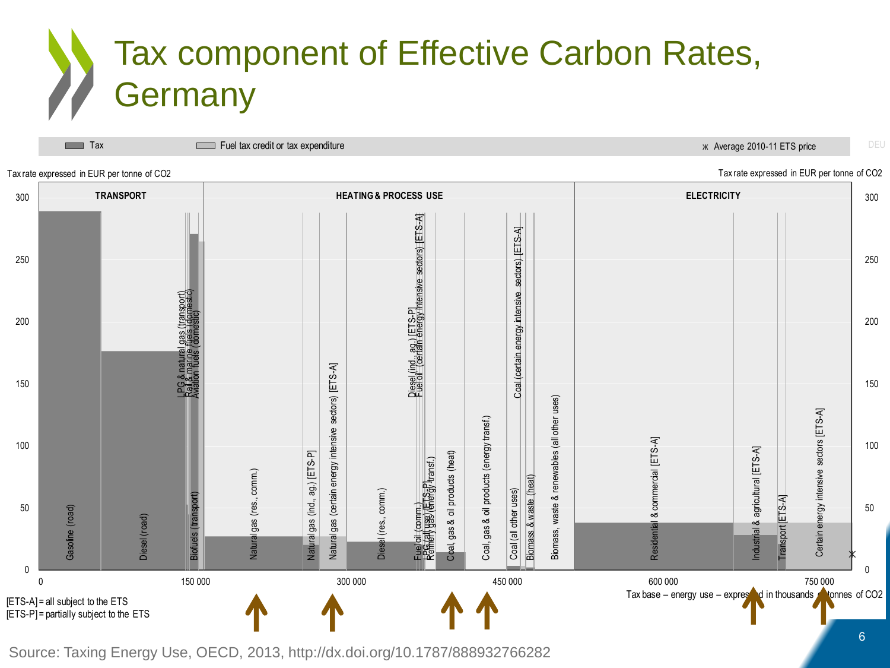# Tax component of Effective Carbon Rates, Germany

Tax | Fuel tax credit or tax expenditure | ж Average 2010-11 ETS price

Tax rate expressed in EUR per tonne of $CO_2$

TRANSPORT | HEATING & PROCESS USE | ELECTRICITY

Gasoline (road), Diesel (road), LPG & natural gas (transport), Rail & marine fuels (domestic), Aviation fuels (domestic), Biofuels (transport), Natural gas (res., comm.), Natural gas (ind., ag.) [ETS-P], Natural gas (certain energy intensive sectors) [ETS-A], Diesel (res., comm.), Fuel oil (comm.), LPG (all use) [ETS-P], Diesel (ind., ag.) [ETS-P], Fuel oil (certain energy intensive sectors) [ETS-A], Refinery gas (energy transf.), Coal, gas & oil products (heat), Coal, gas & oil products (energy transf.), Coal (all other uses), Coal (certain energy intensive sectors) [ETS-A], Biomass & waste (heat), Biomass, waste & renewables (all other uses), Residential & commercial [ETS-A], Industrial & agricultural [ETS-A], Transport [ETS-A], Certain energy intensive sectors [ETS-A]

Tax base – energy use – expressed in thousands of tonnes of $CO_2$

[ETS-A] = all subject to the ETS
[ETS-P] = partially subject to the ETS

Source: Taxing Energy Use, OECD, 2013, http://dx.doi.org/10.1787/888932766282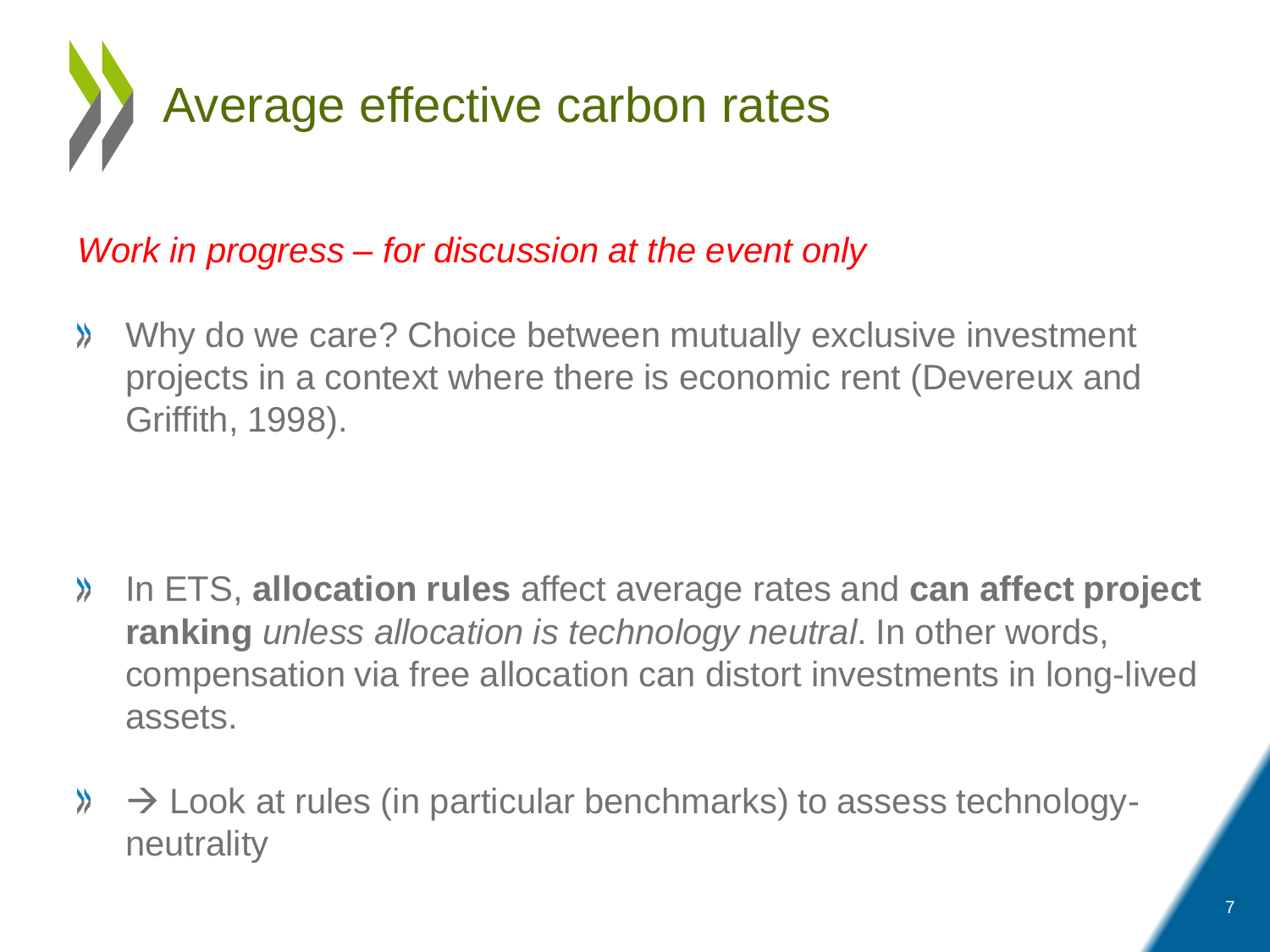# Average effective carbon rates

*Work in progress – for discussion at the event only*

- Why do we care? Choice between mutually exclusive investment projects in a context where there is economic rent (Devereux and Griffith, 1998).

- In ETS, **allocation rules** affect average rates and **can affect project ranking** *unless allocation is technology neutral*. In other words, compensation via free allocation can distort investments in long-lived assets.

- → Look at rules (in particular benchmarks) to assess technology-neutrality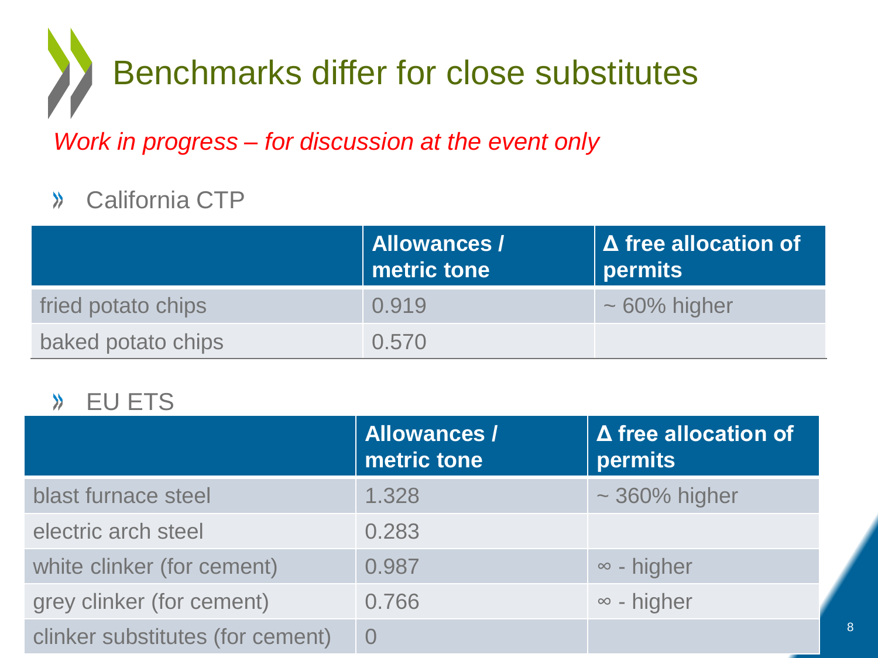# Benchmarks differ for close substitutes

*Work in progress – for discussion at the event only*

- California CTP

| | Allowances / metric tone | Δ free allocation of permits |
|---|---|---|
| fried potato chips | 0.919 | ~ 60% higher |
| baked potato chips | 0.570 | |

- EU ETS

| | Allowances / metric tone | Δ free allocation of permits |
|---|---|---|
| blast furnace steel | 1.328 | ~ 360% higher |
| electric arch steel | 0.283 | |
| white clinker (for cement) | 0.987 | ∞ - higher |
| grey clinker (for cement) | 0.766 | ∞ - higher |
| clinker substitutes (for cement) | 0 | |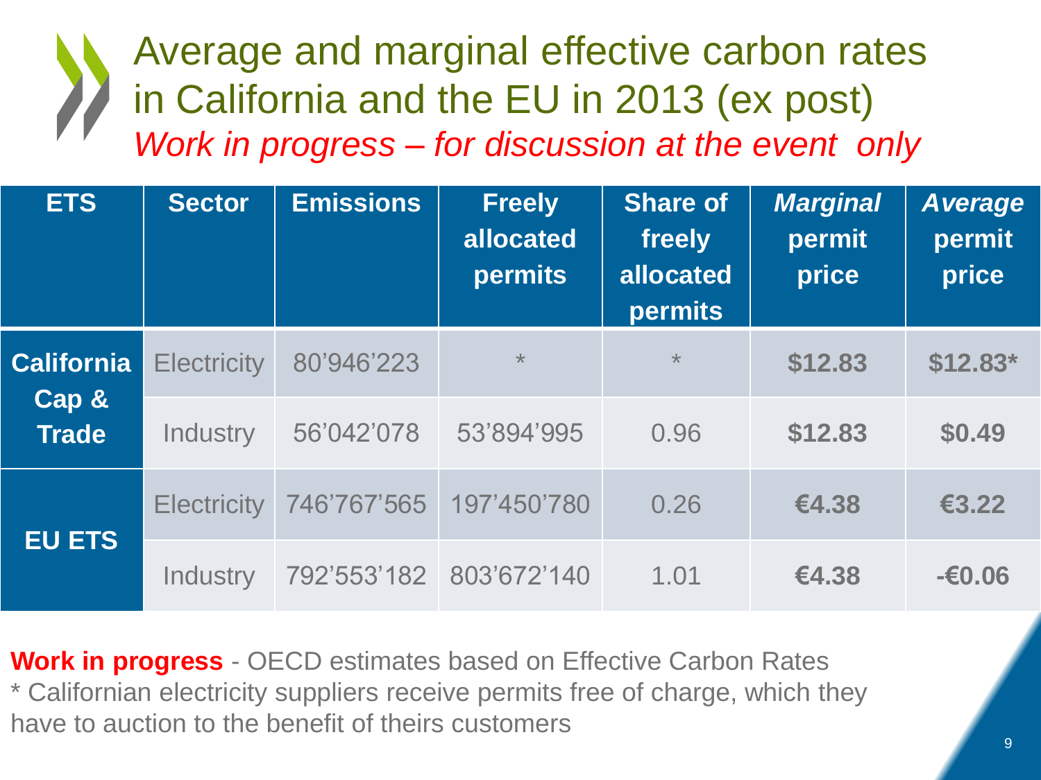# Average and marginal effective carbon rates in California and the EU in 2013 (ex post)

*Work in progress – for discussion at the event only*

| ETS | Sector | Emissions | Freely allocated permits | Share of freely allocated permits | *Marginal* permit price | *Average* permit price |
|---|---|---|---|---|---|---|
| **California Cap & Trade** | Electricity | 80'946'223 | * | * | **$12.83** | **$12.83*** |
| | Industry | 56'042'078 | 53'894'995 | 0.96 | **$12.83** | **$0.49** |
| **EU ETS** | Electricity | 746'767'565 | 197'450'780 | 0.26 | **€4.38** | **€3.22** |
| | Industry | 792'553'182 | 803'672'140 | 1.01 | **€4.38** | **-€0.06** |

**Work in progress** - OECD estimates based on Effective Carbon Rates

* Californian electricity suppliers receive permits free of charge, which they have to auction to the benefit of theirs customers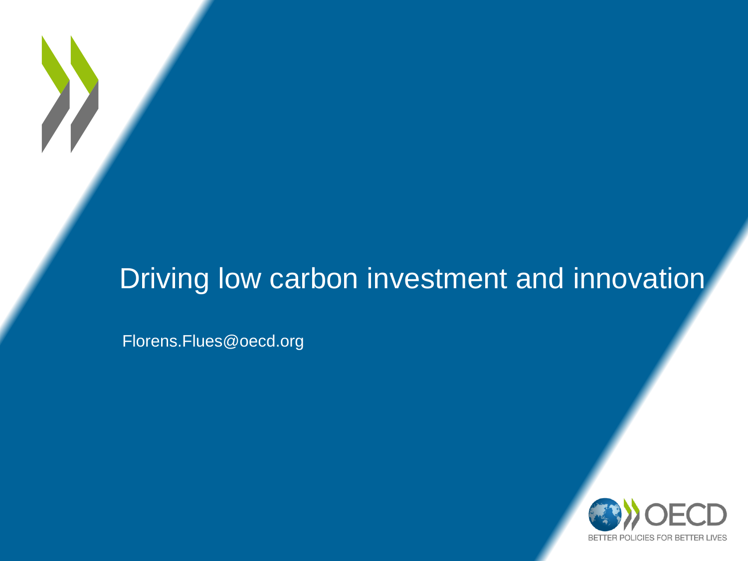# Driving low carbon investment and innovation

Florens.Flues@oecd.org